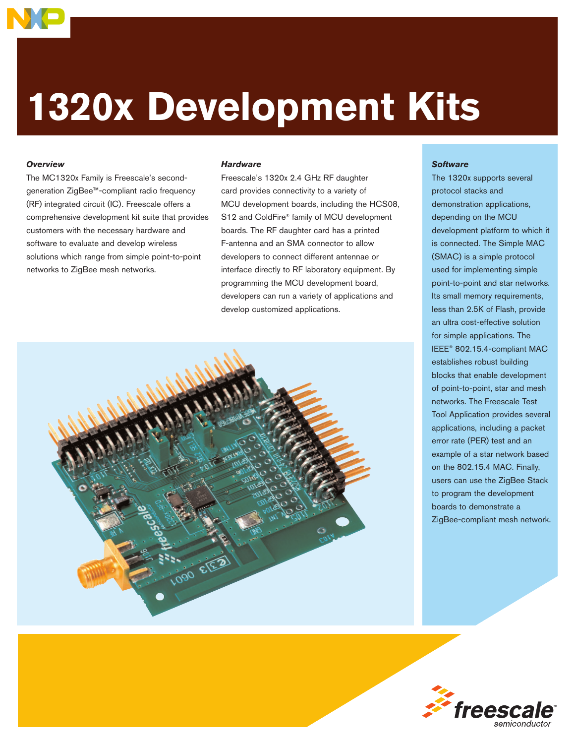# 1320x Development Kits

### *Overview*

The MC1320x Family is Freescale's second-generation ZigBee™-compliant radio frequency (RF) integrated circuit (IC). Freescale offers a comprehensive development kit suite that provides customers with the necessary hardware and software to evaluate and develop wireless solutions which range from simple point-to-point networks to ZigBee mesh networks.

### *Hardware*

Freescale's 1320x 2.4 GHz RF daughter card provides connectivity to a variety of MCU development boards, including the HCS08, S12 and ColdFire® family of MCU development boards. The RF daughter card has a printed F-antenna and an SMA connector to allow developers to connect different antennae or interface directly to RF laboratory equipment. By programming the MCU development board, developers can run a variety of applications and develop customized applications.

### *Software*

The 1320x supports several protocol stacks and demonstration applications, depending on the MCU development platform to which it is connected. The Simple MAC (SMAC) is a simple protocol used for implementing simple point-to-point and star networks. Its small memory requirements, less than 2.5K of Flash, provide an ultra cost-effective solution for simple applications. The IEEE® 802.15.4-compliant MAC establishes robust building blocks that enable development of point-to-point, star and mesh networks. The Freescale Test Tool Application provides several applications, including a packet error rate (PER) test and an example of a star network based on the 802.15.4 MAC. Finally, users can use the ZigBee Stack to program the development boards to demonstrate a ZigBee-compliant mesh network.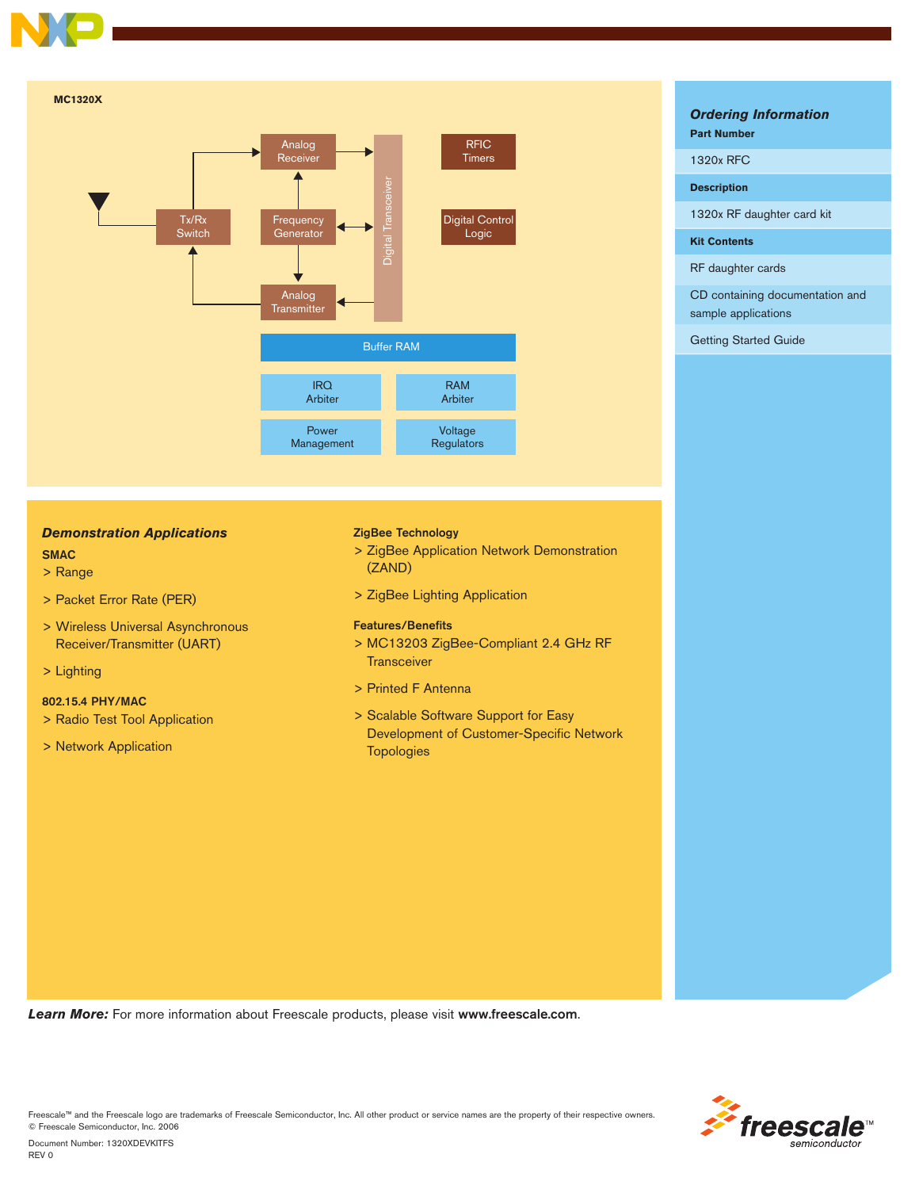MC1320X

Analog Receiver

RFIC Timers

Tx/Rx Switch

Frequency Generator

Digital Transceiver

Digital Control Logic

Analog Transmitter

Buffer RAM

IRQ Arbiter

RAM Arbiter

Power Management

Voltage Regulators

## *Ordering Information*

**Part Number**

1320x RFC

**Description**

1320x RF daughter card kit

**Kit Contents**

RF daughter cards

CD containing documentation and sample applications

Getting Started Guide

## *Demonstration Applications*

**SMAC**

> Range

> Packet Error Rate (PER)

> Wireless Universal Asynchronous Receiver/Transmitter (UART)

> Lighting

**802.15.4 PHY/MAC**

> Radio Test Tool Application

> Network Application

**ZigBee Technology**

> ZigBee Application Network Demonstration (ZAND)

> ZigBee Lighting Application

**Features/Benefits**

> MC13203 ZigBee-Compliant 2.4 GHz RF Transceiver

> Printed F Antenna

> Scalable Software Support for Easy Development of Customer-Specific Network Topologies

***Learn More:*** For more information about Freescale products, please visit **www.freescale.com**.

Freescale™ and the Freescale logo are trademarks of Freescale Semiconductor, Inc. All other product or service names are the property of their respective owners.
© Freescale Semiconductor, Inc. 2006

Document Number: 1320XDEVKITFS
REV 0